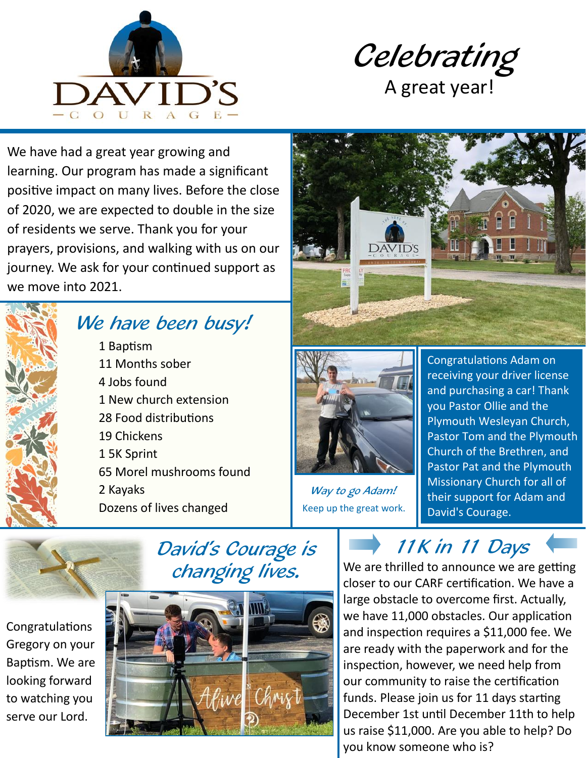# DAVID'S COURAGE

# *Celebrating*

## A great year!

We have had a great year growing and learning. Our program has made a significant positive impact on many lives. Before the close of 2020, we are expected to double in the size of residents we serve. Thank you for your prayers, provisions, and walking with us on our journey. We ask for your continued support as we move into 2021.

## *We have been busy!*

- 1 Baptism
- 11 Months sober
- 4 Jobs found
- 1 New church extension
- 28 Food distributions
- 19 Chickens
- 1 5K Sprint
- 65 Morel mushrooms found
- 2 Kayaks
- Dozens of lives changed

*Way to go Adam!*
Keep up the great work.

Congratulations Adam on receiving your driver license and purchasing a car! Thank you Pastor Ollie and the Plymouth Wesleyan Church, Pastor Tom and the Plymouth Church of the Brethren, and Pastor Pat and the Plymouth Missionary Church for all of their support for Adam and David's Courage.

## *David's Courage is changing lives.*

Congratulations Gregory on your Baptism. We are looking forward to watching you serve our Lord.

## *11K in 11 Days*

We are thrilled to announce we are getting closer to our CARF certification. We have a large obstacle to overcome first. Actually, we have 11,000 obstacles. Our application and inspection requires a $11,000 fee. We are ready with the paperwork and for the inspection, however, we need help from our community to raise the certification funds. Please join us for 11 days starting December 1st until December 11th to help us raise $11,000. Are you able to help? Do you know someone who is?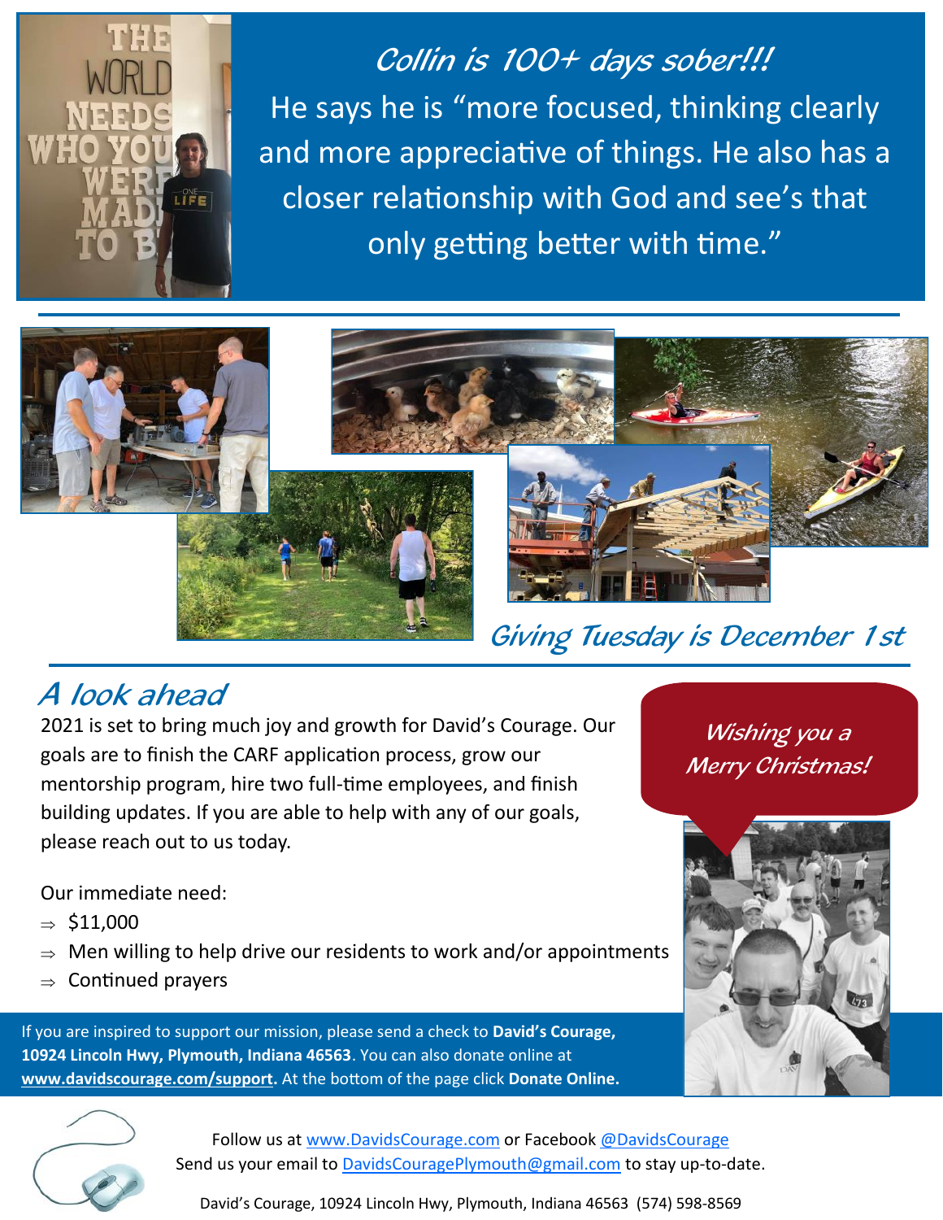*Collin is 100+ days sober!!!*

He says he is "more focused, thinking clearly and more appreciative of things. He also has a closer relationship with God and see's that only getting better with time."

*Giving Tuesday is December 1st*

## *A look ahead*

2021 is set to bring much joy and growth for David's Courage. Our goals are to finish the CARF application process, grow our mentorship program, hire two full-time employees, and finish building updates. If you are able to help with any of our goals, please reach out to us today.

*Wishing you a Merry Christmas!*

Our immediate need:

- $11,000
- Men willing to help drive our residents to work and/or appointments
- Continued prayers

If you are inspired to support our mission, please send a check to **David's Courage, 10924 Lincoln Hwy, Plymouth, Indiana 46563**. You can also donate online at **www.davidscourage.com/support.** At the bottom of the page click **Donate Online.**

Follow us at www.DavidsCourage.com or Facebook @DavidsCourage

Send us your email to DavidsCouragePlymouth@gmail.com to stay up-to-date.

David's Courage, 10924 Lincoln Hwy, Plymouth, Indiana 46563 (574) 598-8569